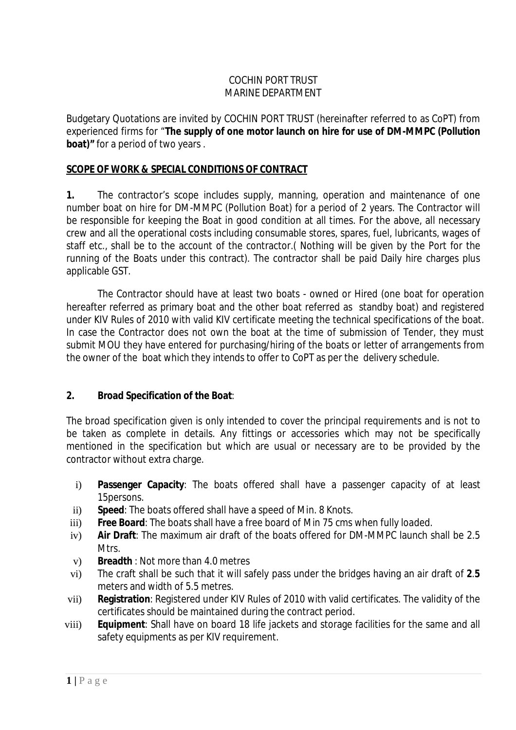COCHIN PORT TRUST
MARINE DEPARTMENT

Budgetary Quotations are invited by COCHIN PORT TRUST (hereinafter referred to as CoPT) from experienced firms for "**The supply of one motor launch on hire for use of DM-MMPC (Pollution boat)"** for a period of two years .

**SCOPE OF WORK & SPECIAL CONDITIONS OF CONTRACT**

**1.** The contractor's scope includes supply, manning, operation and maintenance of one number boat on hire for DM-MMPC (Pollution Boat) for a period of 2 years. The Contractor will be responsible for keeping the Boat in good condition at all times. For the above, all necessary crew and all the operational costs including consumable stores, spares, fuel, lubricants, wages of staff etc., shall be to the account of the contractor.( Nothing will be given by the Port for the running of the Boats under this contract). The contractor shall be paid Daily hire charges plus applicable GST.

The Contractor should have at least two boats - owned or Hired (one boat for operation hereafter referred as primary boat and the other boat referred as standby boat) and registered under KIV Rules of 2010 with valid KIV certificate meeting the technical specifications of the boat. In case the Contractor does not own the boat at the time of submission of Tender, they must submit MOU they have entered for purchasing/hiring of the boats or letter of arrangements from the owner of the boat which they intends to offer to CoPT as per the delivery schedule.

**2. Broad Specification of the Boat**:

The broad specification given is only intended to cover the principal requirements and is not to be taken as complete in details. Any fittings or accessories which may not be specifically mentioned in the specification but which are usual or necessary are to be provided by the contractor without extra charge.

i) **Passenger Capacity**: The boats offered shall have a passenger capacity of at least 15persons.
ii) **Speed**: The boats offered shall have a speed of Min. 8 Knots.
iii) **Free Board**: The boats shall have a free board of Min 75 cms when fully loaded.
iv) **Air Draft**: The maximum air draft of the boats offered for DM-MMPC launch shall be 2.5 Mtrs.
v) **Breadth** : Not more than 4.0 metres
vi) The craft shall be such that it will safely pass under the bridges having an air draft of **2**.**5** meters and width of 5.5 metres.
vii) **Registration**: Registered under KIV Rules of 2010 with valid certificates. The validity of the certificates should be maintained during the contract period.
viii) **Equipment**: Shall have on board 18 life jackets and storage facilities for the same and all safety equipments as per KIV requirement.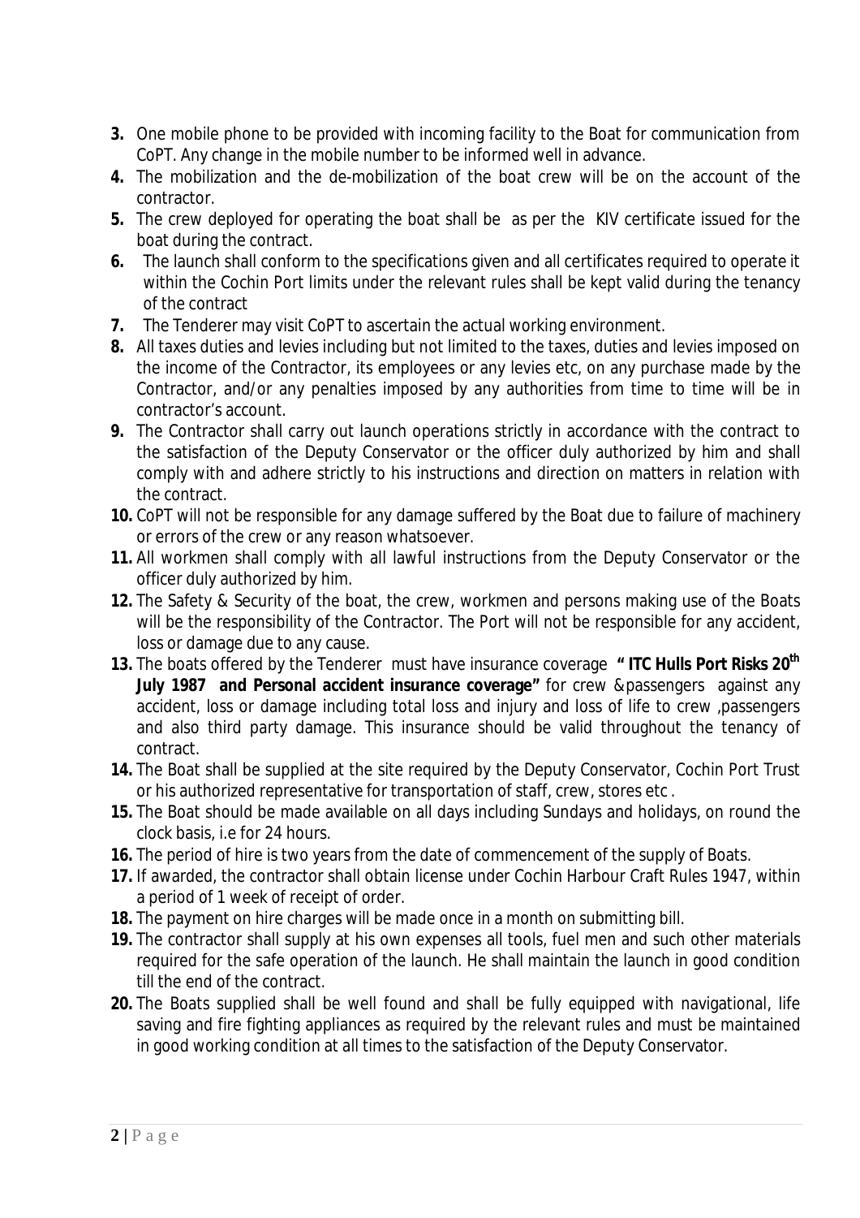3. One mobile phone to be provided with incoming facility to the Boat for communication from CoPT. Any change in the mobile number to be informed well in advance.
4. The mobilization and the de-mobilization of the boat crew will be on the account of the contractor.
5. The crew deployed for operating the boat shall be as per the KIV certificate issued for the boat during the contract.
6. The launch shall conform to the specifications given and all certificates required to operate it within the Cochin Port limits under the relevant rules shall be kept valid during the tenancy of the contract
7. The Tenderer may visit CoPT to ascertain the actual working environment.
8. All taxes duties and levies including but not limited to the taxes, duties and levies imposed on the income of the Contractor, its employees or any levies etc, on any purchase made by the Contractor, and/or any penalties imposed by any authorities from time to time will be in contractor's account.
9. The Contractor shall carry out launch operations strictly in accordance with the contract to the satisfaction of the Deputy Conservator or the officer duly authorized by him and shall comply with and adhere strictly to his instructions and direction on matters in relation with the contract.
10. CoPT will not be responsible for any damage suffered by the Boat due to failure of machinery or errors of the crew or any reason whatsoever.
11. All workmen shall comply with all lawful instructions from the Deputy Conservator or the officer duly authorized by him.
12. The Safety & Security of the boat, the crew, workmen and persons making use of the Boats will be the responsibility of the Contractor. The Port will not be responsible for any accident, loss or damage due to any cause.
13. The boats offered by the Tenderer must have insurance coverage **" ITC Hulls Port Risks 20th July 1987 and Personal accident insurance coverage"** for crew &passengers against any accident, loss or damage including total loss and injury and loss of life to crew ,passengers and also third party damage. This insurance should be valid throughout the tenancy of contract.
14. The Boat shall be supplied at the site required by the Deputy Conservator, Cochin Port Trust or his authorized representative for transportation of staff, crew, stores etc .
15. The Boat should be made available on all days including Sundays and holidays, on round the clock basis, i.e for 24 hours.
16. The period of hire is two years from the date of commencement of the supply of Boats.
17. If awarded, the contractor shall obtain license under Cochin Harbour Craft Rules 1947, within a period of 1 week of receipt of order.
18. The payment on hire charges will be made once in a month on submitting bill.
19. The contractor shall supply at his own expenses all tools, fuel men and such other materials required for the safe operation of the launch. He shall maintain the launch in good condition till the end of the contract.
20. The Boats supplied shall be well found and shall be fully equipped with navigational, life saving and fire fighting appliances as required by the relevant rules and must be maintained in good working condition at all times to the satisfaction of the Deputy Conservator.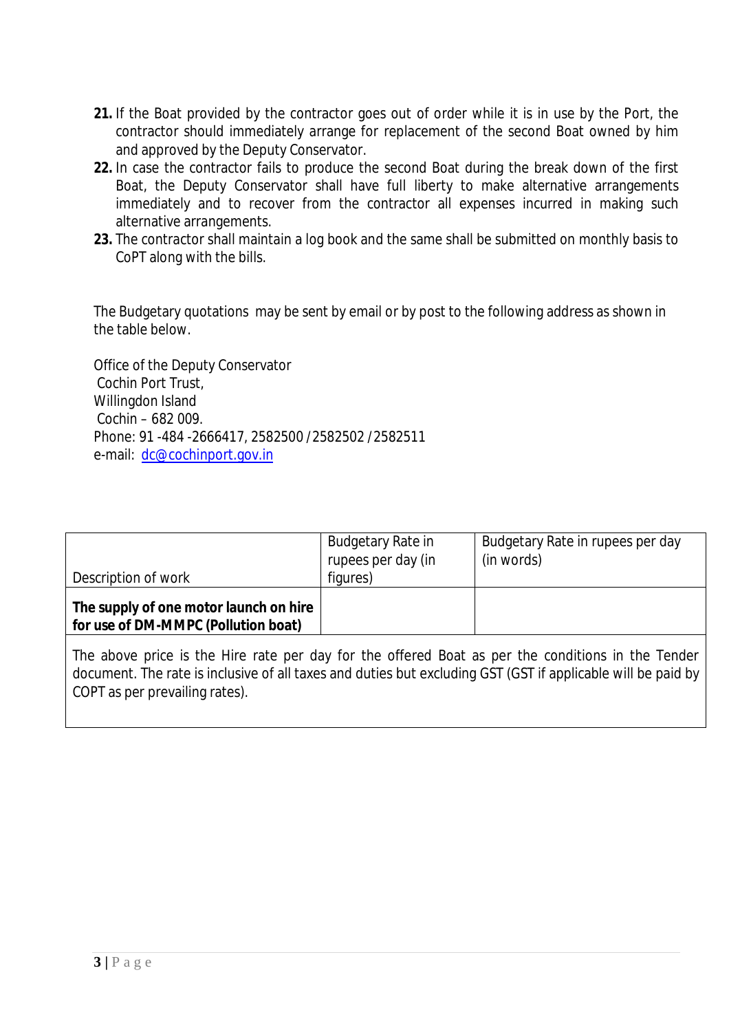21. If the Boat provided by the contractor goes out of order while it is in use by the Port, the contractor should immediately arrange for replacement of the second Boat owned by him and approved by the Deputy Conservator.
22. In case the contractor fails to produce the second Boat during the break down of the first Boat, the Deputy Conservator shall have full liberty to make alternative arrangements immediately and to recover from the contractor all expenses incurred in making such alternative arrangements.
23. The contractor shall maintain a log book and the same shall be submitted on monthly basis to CoPT along with the bills.

The Budgetary quotations may be sent by email or by post to the following address as shown in the table below.

Office of the Deputy Conservator
Cochin Port Trust,
Willingdon Island
Cochin – 682 009.
Phone: 91 -484 -2666417, 2582500 / 2582502 / 2582511
e-mail: dc@cochinport.gov.in

| Description of work | Budgetary Rate in rupees per day (in figures) | Budgetary Rate in rupees per day (in words) |
|---|---|---|
| **The supply of one motor launch on hire for use of DM-MMPC (Pollution boat)** | | |
| The above price is the Hire rate per day for the offered Boat as per the conditions in the Tender document. The rate is inclusive of all taxes and duties but excluding GST (GST if applicable will be paid by COPT as per prevailing rates). | | |